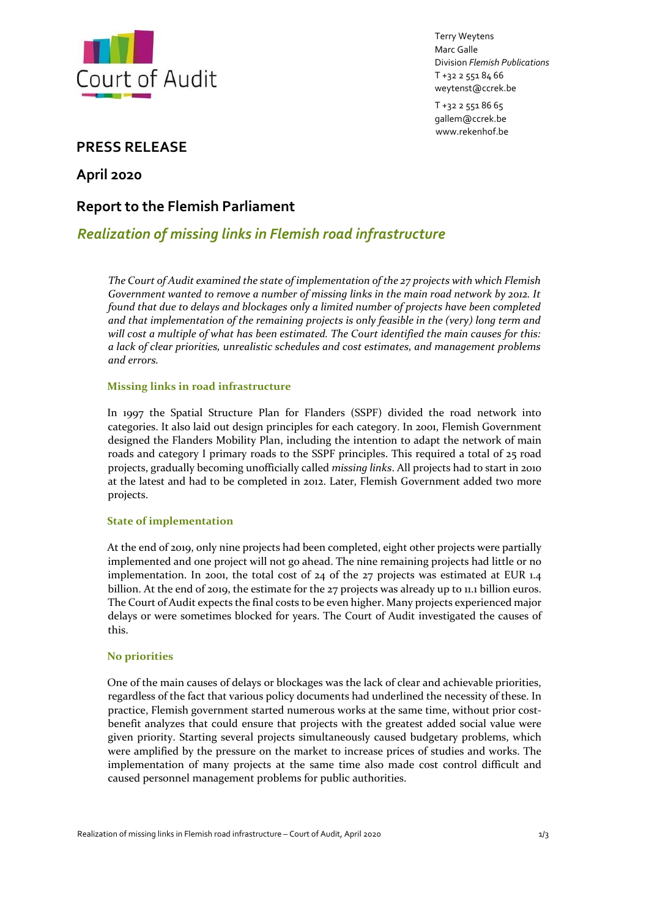Court of Audit

Terry Weytens
Marc Galle
Division *Flemish Publications*
T +32 2 551 84 66
weytenst@ccrek.be

T +32 2 551 86 65
gallem@ccrek.be
www.rekenhof.be

# PRESS RELEASE

## April 2020

## Report to the Flemish Parliament

## *Realization of missing links in Flemish road infrastructure*

*The Court of Audit examined the state of implementation of the 27 projects with which Flemish Government wanted to remove a number of missing links in the main road network by 2012. It found that due to delays and blockages only a limited number of projects have been completed and that implementation of the remaining projects is only feasible in the (very) long term and will cost a multiple of what has been estimated. The Court identified the main causes for this: a lack of clear priorities, unrealistic schedules and cost estimates, and management problems and errors.*

### Missing links in road infrastructure

In 1997 the Spatial Structure Plan for Flanders (SSPF) divided the road network into categories. It also laid out design principles for each category. In 2001, Flemish Government designed the Flanders Mobility Plan, including the intention to adapt the network of main roads and category I primary roads to the SSPF principles. This required a total of 25 road projects, gradually becoming unofficially called *missing links*. All projects had to start in 2010 at the latest and had to be completed in 2012. Later, Flemish Government added two more projects.

### State of implementation

At the end of 2019, only nine projects had been completed, eight other projects were partially implemented and one project will not go ahead. The nine remaining projects had little or no implementation. In 2001, the total cost of 24 of the 27 projects was estimated at EUR 1.4 billion. At the end of 2019, the estimate for the 27 projects was already up to 11.1 billion euros. The Court of Audit expects the final costs to be even higher. Many projects experienced major delays or were sometimes blocked for years. The Court of Audit investigated the causes of this.

### No priorities

One of the main causes of delays or blockages was the lack of clear and achievable priorities, regardless of the fact that various policy documents had underlined the necessity of these. In practice, Flemish government started numerous works at the same time, without prior cost-benefit analyzes that could ensure that projects with the greatest added social value were given priority. Starting several projects simultaneously caused budgetary problems, which were amplified by the pressure on the market to increase prices of studies and works. The implementation of many projects at the same time also made cost control difficult and caused personnel management problems for public authorities.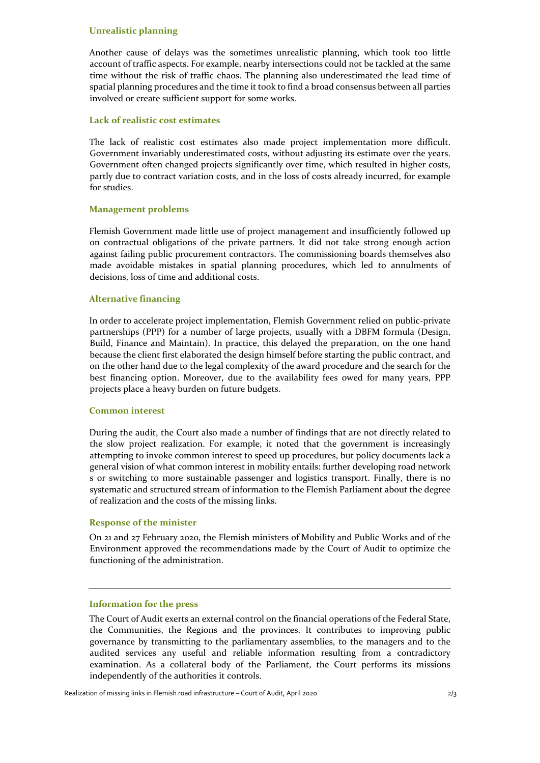### Unrealistic planning

Another cause of delays was the sometimes unrealistic planning, which took too little account of traffic aspects. For example, nearby intersections could not be tackled at the same time without the risk of traffic chaos. The planning also underestimated the lead time of spatial planning procedures and the time it took to find a broad consensus between all parties involved or create sufficient support for some works.

### Lack of realistic cost estimates

The lack of realistic cost estimates also made project implementation more difficult. Government invariably underestimated costs, without adjusting its estimate over the years. Government often changed projects significantly over time, which resulted in higher costs, partly due to contract variation costs, and in the loss of costs already incurred, for example for studies.

### Management problems

Flemish Government made little use of project management and insufficiently followed up on contractual obligations of the private partners. It did not take strong enough action against failing public procurement contractors. The commissioning boards themselves also made avoidable mistakes in spatial planning procedures, which led to annulments of decisions, loss of time and additional costs.

### Alternative financing

In order to accelerate project implementation, Flemish Government relied on public-private partnerships (PPP) for a number of large projects, usually with a DBFM formula (Design, Build, Finance and Maintain). In practice, this delayed the preparation, on the one hand because the client first elaborated the design himself before starting the public contract, and on the other hand due to the legal complexity of the award procedure and the search for the best financing option. Moreover, due to the availability fees owed for many years, PPP projects place a heavy burden on future budgets.

### Common interest

During the audit, the Court also made a number of findings that are not directly related to the slow project realization. For example, it noted that the government is increasingly attempting to invoke common interest to speed up procedures, but policy documents lack a general vision of what common interest in mobility entails: further developing road network s or switching to more sustainable passenger and logistics transport. Finally, there is no systematic and structured stream of information to the Flemish Parliament about the degree of realization and the costs of the missing links.

### Response of the minister

On 21 and 27 February 2020, the Flemish ministers of Mobility and Public Works and of the Environment approved the recommendations made by the Court of Audit to optimize the functioning of the administration.

---

### Information for the press

The Court of Audit exerts an external control on the financial operations of the Federal State, the Communities, the Regions and the provinces. It contributes to improving public governance by transmitting to the parliamentary assemblies, to the managers and to the audited services any useful and reliable information resulting from a contradictory examination. As a collateral body of the Parliament, the Court performs its missions independently of the authorities it controls.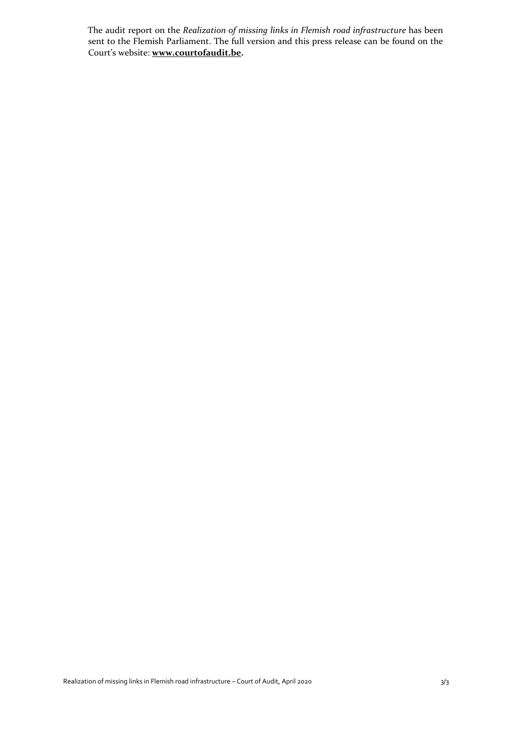The audit report on the *Realization of missing links in Flemish road infrastructure* has been sent to the Flemish Parliament. The full version and this press release can be found on the Court's website: **www.courtofaudit.be.**